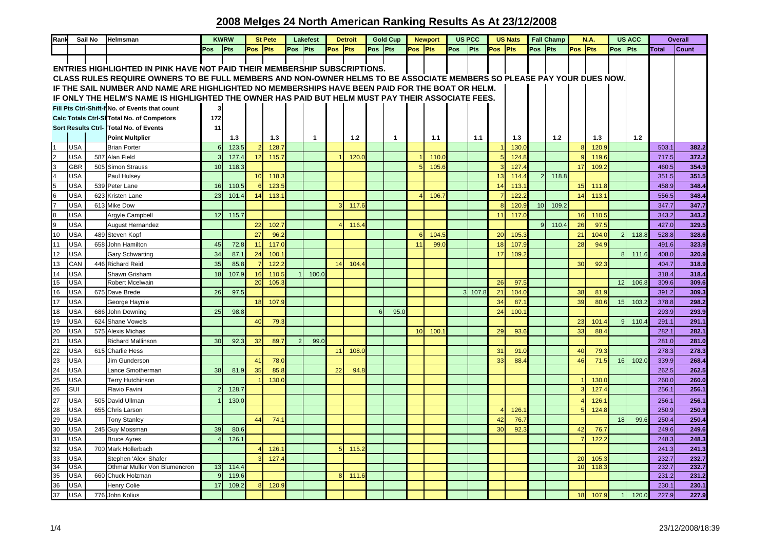## 2008 Melges 24 North American Ranking Results As At 23/12/2008

**ENTRIES HIGHLIGHTED IN PINK HAVE NOT PAID THEIR MEMBERSHIP SUBSCRIPTIONS.**

**CLASS RULES REQUIRE OWNERS TO BE FULL MEMBERS AND NON-OWNER HELMS TO BE ASSOCIATE MEMBERS SO PLEASE PAY YOUR DUES NOW.**

**IF THE SAIL NUMBER AND NAME ARE HIGHLIGHTED NO MEMBERSHIPS HAVE BEEN PAID FOR THE BOAT OR HELM.**

**IF ONLY THE HELM'S NAME IS HIGHLIGHTED THE OWNER HAS PAID BUT HELM MUST PAY THEIR ASSOCIATE FEES.**

| Rank | Sail No | | Helmsman | KWRW | | St Pete | | Lakefest | | Detroit | | Gold Cup | | Newport | | US PCC | | US Nats | | Fall Champ | | N.A. | | US ACC | | Overall | |
|---|---|---|---|---|---|---|---|---|---|---|---|---|---|---|---|---|---|---|---|---|---|---|---|---|---|---|---|
| | | | | Pos | Pts | Pos | Pts | Pos | Pts | Pos | Pts | Pos | Pts | Pos | Pts | Pos | Pts | Pos | Pts | Pos | Pts | Pos | Pts | Pos | Pts | Total | Count |
| Fill Pts Ctrl-Shift-f | | | No. of Events that count | 3 | | | | | | | | | | | | | | | | | | | | | | | |
| Calc Totals Ctrl-Sh | | | Total No. of Competors | 172 | | | | | | | | | | | | | | | | | | | | | | | |
| Sort Results Ctrl- | | | Total No. of Events | 11 | | | | | | | | | | | | | | | | | | | | | | | |
| | | | Point Multplier | | 1.3 | | 1.3 | | 1 | | 1.2 | | 1 | | 1.1 | | 1.1 | | 1.3 | | 1.2 | | 1.3 | | 1.2 | | |
| 1 | USA | | Brian Porter | 6 | 123.5 | 2 | 128.7 | | | | | | | | | | | 1 | 130.0 | | | 8 | 120.9 | | | 503.1 | 382.2 |
| 2 | USA | 587 | Alan Field | 3 | 127.4 | 12 | 115.7 | | | 1 | 120.0 | | | 1 | 110.0 | | | 5 | 124.8 | | | 9 | 119.6 | | | 717.5 | 372.2 |
| 3 | GBR | 505 | Simon Strauss | 10 | 118.3 | | | | | | | | | 5 | 105.6 | | | 3 | 127.4 | | | 17 | 109.2 | | | 460.5 | 354.9 |
| 4 | USA | | Paul Hulsey | | | 10 | 118.3 | | | | | | | | | | | 13 | 114.4 | 2 | 118.8 | | | | | 351.5 | 351.5 |
| 5 | USA | 539 | Peter Lane | 16 | 110.5 | 6 | 123.5 | | | | | | | | | | | 14 | 113.1 | | | 15 | 111.8 | | | 458.9 | 348.4 |
| 6 | USA | 623 | Kristen Lane | 23 | 101.4 | 14 | 113.1 | | | | | | | 4 | 106.7 | | | 7 | 122.2 | | | 14 | 113.1 | | | 556.5 | 348.4 |
| 7 | USA | 613 | Mike Dow | | | | | | | 3 | 117.6 | | | | | | | 8 | 120.9 | 10 | 109.2 | | | | | 347.7 | 347.7 |
| 8 | USA | | Argyle Campbell | 12 | 115.7 | | | | | | | | | | | | | 11 | 117.0 | | | 16 | 110.5 | | | 343.2 | 343.2 |
| 9 | USA | | August Hernandez | | | 22 | 102.7 | | | 4 | 116.4 | | | | | | | | | 9 | 110.4 | 26 | 97.5 | | | 427.0 | 329.5 |
| 10 | USA | 489 | Steven Kopf | | | 27 | 96.2 | | | | | | | 6 | 104.5 | | | 20 | 105.3 | | | 21 | 104.0 | 2 | 118.8 | 528.8 | 328.6 |
| 11 | USA | 658 | John Hamilton | 45 | 72.8 | 11 | 117.0 | | | | | | | 11 | 99.0 | | | 18 | 107.9 | | | 28 | 94.9 | | | 491.6 | 323.9 |
| 12 | USA | | Gary Schwarting | 34 | 87.1 | 24 | 100.1 | | | | | | | | | | | 17 | 109.2 | | | | | 8 | 111.6 | 408.0 | 320.9 |
| 13 | CAN | 446 | Richard Reid | 35 | 85.8 | 7 | 122.2 | | | 14 | 104.4 | | | | | | | | | | | 30 | 92.3 | | | 404.7 | 318.9 |
| 14 | USA | | Shawn Grisham | 18 | 107.9 | 16 | 110.5 | 1 | 100.0 | | | | | | | | | | | | | | | | | 318.4 | 318.4 |
| 15 | USA | | Robert Mcelwain | | | 20 | 105.3 | | | | | | | | | | | 26 | 97.5 | | | | | 12 | 106.8 | 309.6 | 309.6 |
| 16 | USA | 675 | Dave Brede | 26 | 97.5 | | | | | | | | | | | 3 | 107.8 | 21 | 104.0 | | | 38 | 81.9 | | | 391.2 | 309.3 |
| 17 | USA | | George Haynie | | | 18 | 107.9 | | | | | | | | | | | 34 | 87.1 | | | 39 | 80.6 | 15 | 103.2 | 378.8 | 298.2 |
| 18 | USA | 686 | John Downing | 25 | 98.8 | | | | | | | 6 | 95.0 | | | | | 24 | 100.1 | | | | | | | 293.9 | 293.9 |
| 19 | USA | 624 | Shane Vowels | | | 40 | 79.3 | | | | | | | | | | | | | | | 23 | 101.4 | 9 | 110.4 | 291.1 | 291.1 |
| 20 | USA | 575 | Alexis Michas | | | | | | | | | | | 10 | 100.1 | | | 29 | 93.6 | | | 33 | 88.4 | | | 282.1 | 282.1 |
| 21 | USA | | Richard Mallinson | 30 | 92.3 | 32 | 89.7 | 2 | 99.0 | | | | | | | | | | | | | | | | | 281.0 | 281.0 |
| 22 | USA | 615 | Charlie Hess | | | | | | | 11 | 108.0 | | | | | | | 31 | 91.0 | | | 40 | 79.3 | | | 278.3 | 278.3 |
| 23 | USA | | Jim Gunderson | | | 41 | 78.0 | | | | | | | | | | | 33 | 88.4 | | | 46 | 71.5 | 16 | 102.0 | 339.9 | 268.4 |
| 24 | USA | | Lance Smotherman | 38 | 81.9 | 35 | 85.8 | | | 22 | 94.8 | | | | | | | | | | | | | | | 262.5 | 262.5 |
| 25 | USA | | Terry Hutchinson | | | 1 | 130.0 | | | | | | | | | | | | | | | 1 | 130.0 | | | 260.0 | 260.0 |
| 26 | SUI | | Flavio Favini | 2 | 128.7 | | | | | | | | | | | | | | | | | 3 | 127.4 | | | 256.1 | 256.1 |
| 27 | USA | 505 | David Ullman | 1 | 130.0 | | | | | | | | | | | | | | | | | 4 | 126.1 | | | 256.1 | 256.1 |
| 28 | USA | 655 | Chris Larson | | | | | | | | | | | | | | | 4 | 126.1 | | | 5 | 124.8 | | | 250.9 | 250.9 |
| 29 | USA | | Tony Stanley | | | 44 | 74.1 | | | | | | | | | | | 42 | 76.7 | | | | | 18 | 99.6 | 250.4 | 250.4 |
| 30 | USA | 245 | Guy Mossman | 39 | 80.6 | | | | | | | | | | | | | 30 | 92.3 | | | 42 | 76.7 | | | 249.6 | 249.6 |
| 31 | USA | | Bruce Ayres | 4 | 126.1 | | | | | | | | | | | | | | | | | 7 | 122.2 | | | 248.3 | 248.3 |
| 32 | USA | 700 | Mark Hollerbach | | | 4 | 126.1 | | | 5 | 115.2 | | | | | | | | | | | | | | | 241.3 | 241.3 |
| 33 | USA | | Stephen 'Alex' Shafer | | | 3 | 127.4 | | | | | | | | | | | | | | | 20 | 105.3 | | | 232.7 | 232.7 |
| 34 | USA | | Othmar Muller Von Blumencron | 13 | 114.4 | | | | | | | | | | | | | | | | | 10 | 118.3 | | | 232.7 | 232.7 |
| 35 | USA | 660 | Chuck Holzman | 9 | 119.6 | | | | | 8 | 111.6 | | | | | | | | | | | | | | | 231.2 | 231.2 |
| 36 | USA | | Henry Colie | 17 | 109.2 | 8 | 120.9 | | | | | | | | | | | | | | | | | | | 230.1 | 230.1 |
| 37 | USA | 776 | John Kolius | | | | | | | | | | | | | | | | | | | 18 | 107.9 | 1 | 120.0 | 227.9 | 227.9 |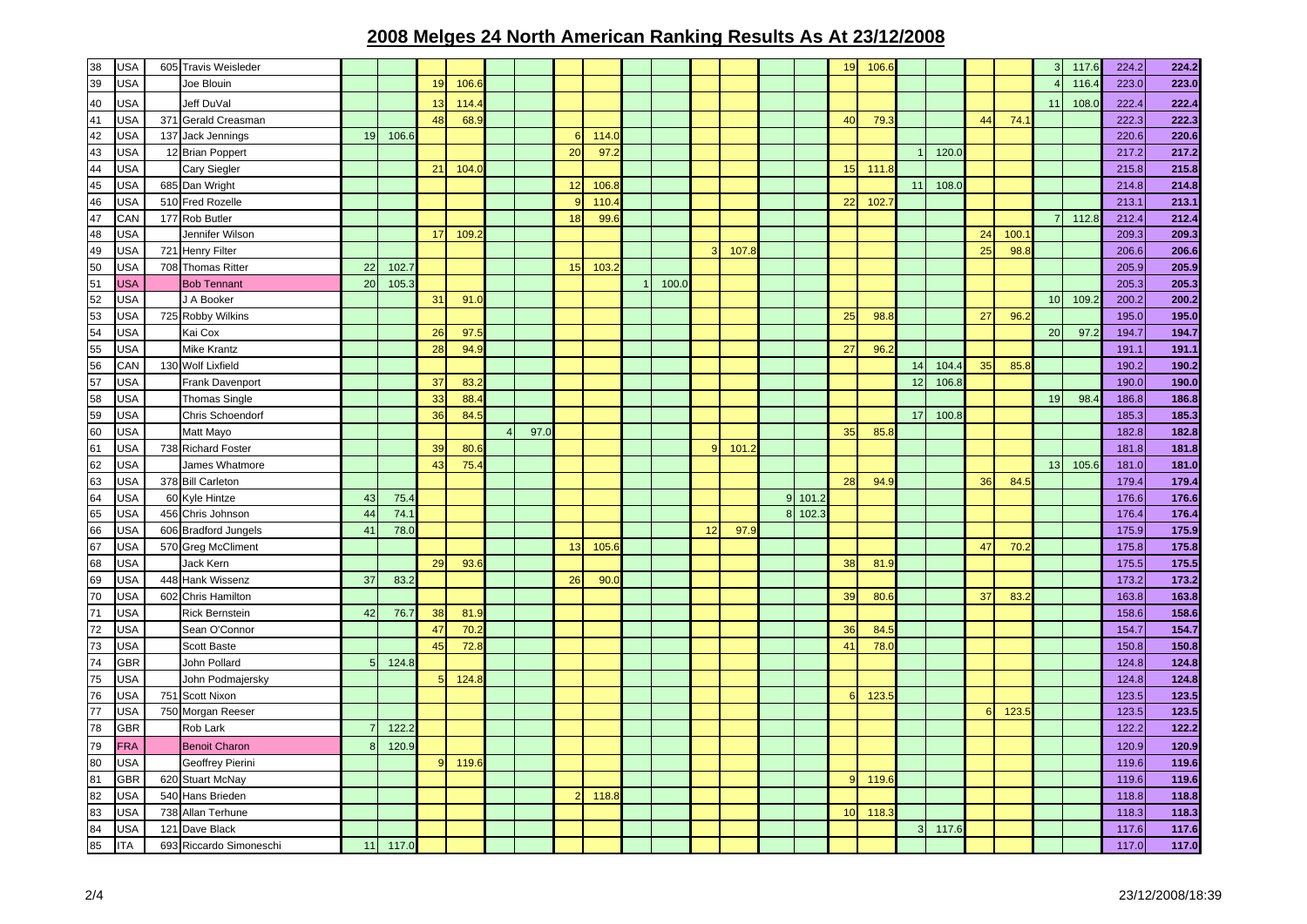## 2008 Melges 24 North American Ranking Results As At 23/12/2008

| | | | | | | | | | | | | | | | | | | | | | | | | | | | |
|---|---|---|---|---|---|---|---|---|---|---|---|---|---|---|---|---|---|---|---|---|---|---|---|---|---|---|---|
| 38 | USA | 605 | Travis Weisleder | | | | | | | | | | | | | | | 19 | 106.6 | | | | | 3 | 117.6 | 224.2 | 224.2 |
| 39 | USA | | Joe Blouin | | | 19 | 106.6 | | | | | | | | | | | | | | | | | 4 | 116.4 | 223.0 | 223.0 |
| 40 | USA | | Jeff DuVal | | | 13 | 114.4 | | | | | | | | | | | | | | | | | 11 | 108.0 | 222.4 | 222.4 |
| 41 | USA | 371 | Gerald Creasman | | | 48 | 68.9 | | | | | | | | | | | 40 | 79.3 | | | 44 | 74.1 | | | 222.3 | 222.3 |
| 42 | USA | 137 | Jack Jennings | 19 | 106.6 | | | | | 6 | 114.0 | | | | | | | | | | | | | | | 220.6 | 220.6 |
| 43 | USA | 12 | Brian Poppert | | | | | | | 20 | 97.2 | | | | | | | | | 1 | 120.0 | | | | | 217.2 | 217.2 |
| 44 | USA | | Cary Siegler | | | 21 | 104.0 | | | | | | | | | | | 15 | 111.8 | | | | | | | 215.8 | 215.8 |
| 45 | USA | 685 | Dan Wright | | | | | | | 12 | 106.8 | | | | | | | | | 11 | 108.0 | | | | | 214.8 | 214.8 |
| 46 | USA | 510 | Fred Rozelle | | | | | | | 9 | 110.4 | | | | | | | 22 | 102.7 | | | | | | | 213.1 | 213.1 |
| 47 | CAN | 177 | Rob Butler | | | | | | | 18 | 99.6 | | | | | | | | | | | | | 7 | 112.8 | 212.4 | 212.4 |
| 48 | USA | | Jennifer Wilson | | | 17 | 109.2 | | | | | | | | | | | | | | | 24 | 100.1 | | | 209.3 | 209.3 |
| 49 | USA | 721 | Henry Filter | | | | | | | | | | | 3 | 107.8 | | | | | | | 25 | 98.8 | | | 206.6 | 206.6 |
| 50 | USA | 708 | Thomas Ritter | 22 | 102.7 | | | | | 15 | 103.2 | | | | | | | | | | | | | | | 205.9 | 205.9 |
| 51 | USA | | Bob Tennant | 20 | 105.3 | | | | | | | 1 | 100.0 | | | | | | | | | | | | | 205.3 | 205.3 |
| 52 | USA | | J A Booker | | | 31 | 91.0 | | | | | | | | | | | | | | | | | 10 | 109.2 | 200.2 | 200.2 |
| 53 | USA | 725 | Robby Wilkins | | | | | | | | | | | | | | | 25 | 98.8 | | | 27 | 96.2 | | | 195.0 | 195.0 |
| 54 | USA | | Kai Cox | | | 26 | 97.5 | | | | | | | | | | | | | | | | | 20 | 97.2 | 194.7 | 194.7 |
| 55 | USA | | Mike Krantz | | | 28 | 94.9 | | | | | | | | | | | 27 | 96.2 | | | | | | | 191.1 | 191.1 |
| 56 | CAN | 130 | Wolf Lixfield | | | | | | | | | | | | | | | | | 14 | 104.4 | 35 | 85.8 | | | 190.2 | 190.2 |
| 57 | USA | | Frank Davenport | | | 37 | 83.2 | | | | | | | | | | | | | 12 | 106.8 | | | | | 190.0 | 190.0 |
| 58 | USA | | Thomas Single | | | 33 | 88.4 | | | | | | | | | | | | | | | | | 19 | 98.4 | 186.8 | 186.8 |
| 59 | USA | | Chris Schoendorf | | | 36 | 84.5 | | | | | | | | | | | | | 17 | 100.8 | | | | | 185.3 | 185.3 |
| 60 | USA | | Matt Mayo | | | | | 4 | 97.0 | | | | | | | | | 35 | 85.8 | | | | | | | 182.8 | 182.8 |
| 61 | USA | 738 | Richard Foster | | | 39 | 80.6 | | | | | | | 9 | 101.2 | | | | | | | | | | | 181.8 | 181.8 |
| 62 | USA | | James Whatmore | | | 43 | 75.4 | | | | | | | | | | | | | | | | | 13 | 105.6 | 181.0 | 181.0 |
| 63 | USA | 378 | Bill Carleton | | | | | | | | | | | | | | | 28 | 94.9 | | | 36 | 84.5 | | | 179.4 | 179.4 |
| 64 | USA | 60 | Kyle Hintze | 43 | 75.4 | | | | | | | | | | | 9 | 101.2 | | | | | | | | | 176.6 | 176.6 |
| 65 | USA | 456 | Chris Johnson | 44 | 74.1 | | | | | | | | | | | 8 | 102.3 | | | | | | | | | 176.4 | 176.4 |
| 66 | USA | 606 | Bradford Jungels | 41 | 78.0 | | | | | | | | | 12 | 97.9 | | | | | | | | | | | 175.9 | 175.9 |
| 67 | USA | 570 | Greg McCliment | | | | | | | 13 | 105.6 | | | | | | | | | | | 47 | 70.2 | | | 175.8 | 175.8 |
| 68 | USA | | Jack Kern | | | 29 | 93.6 | | | | | | | | | | | 38 | 81.9 | | | | | | | 175.5 | 175.5 |
| 69 | USA | 448 | Hank Wissenz | 37 | 83.2 | | | | | 26 | 90.0 | | | | | | | | | | | | | | | 173.2 | 173.2 |
| 70 | USA | 602 | Chris Hamilton | | | | | | | | | | | | | | | 39 | 80.6 | | | 37 | 83.2 | | | 163.8 | 163.8 |
| 71 | USA | | Rick Bernstein | 42 | 76.7 | 38 | 81.9 | | | | | | | | | | | | | | | | | | | 158.6 | 158.6 |
| 72 | USA | | Sean O'Connor | | | 47 | 70.2 | | | | | | | | | | | 36 | 84.5 | | | | | | | 154.7 | 154.7 |
| 73 | USA | | Scott Baste | | | 45 | 72.8 | | | | | | | | | | | 41 | 78.0 | | | | | | | 150.8 | 150.8 |
| 74 | GBR | | John Pollard | 5 | 124.8 | | | | | | | | | | | | | | | | | | | | | 124.8 | 124.8 |
| 75 | USA | | John Podmajersky | | | 5 | 124.8 | | | | | | | | | | | | | | | | | | | 124.8 | 124.8 |
| 76 | USA | 751 | Scott Nixon | | | | | | | | | | | | | | | 6 | 123.5 | | | | | | | 123.5 | 123.5 |
| 77 | USA | 750 | Morgan Reeser | | | | | | | | | | | | | | | | | | | 6 | 123.5 | | | 123.5 | 123.5 |
| 78 | GBR | | Rob Lark | 7 | 122.2 | | | | | | | | | | | | | | | | | | | | | 122.2 | 122.2 |
| 79 | FRA | | Benoit Charon | 8 | 120.9 | | | | | | | | | | | | | | | | | | | | | 120.9 | 120.9 |
| 80 | USA | | Geoffrey Pierini | | | 9 | 119.6 | | | | | | | | | | | | | | | | | | | 119.6 | 119.6 |
| 81 | GBR | 620 | Stuart McNay | | | | | | | | | | | | | | | 9 | 119.6 | | | | | | | 119.6 | 119.6 |
| 82 | USA | 540 | Hans Brieden | | | | | | | 2 | 118.8 | | | | | | | | | | | | | | | 118.8 | 118.8 |
| 83 | USA | 738 | Allan Terhune | | | | | | | | | | | | | | | 10 | 118.3 | | | | | | | 118.3 | 118.3 |
| 84 | USA | 121 | Dave Black | | | | | | | | | | | | | | | | | 3 | 117.6 | | | | | 117.6 | 117.6 |
| 85 | ITA | 693 | Riccardo Simoneschi | 11 | 117.0 | | | | | | | | | | | | | | | | | | | | | 117.0 | 117.0 |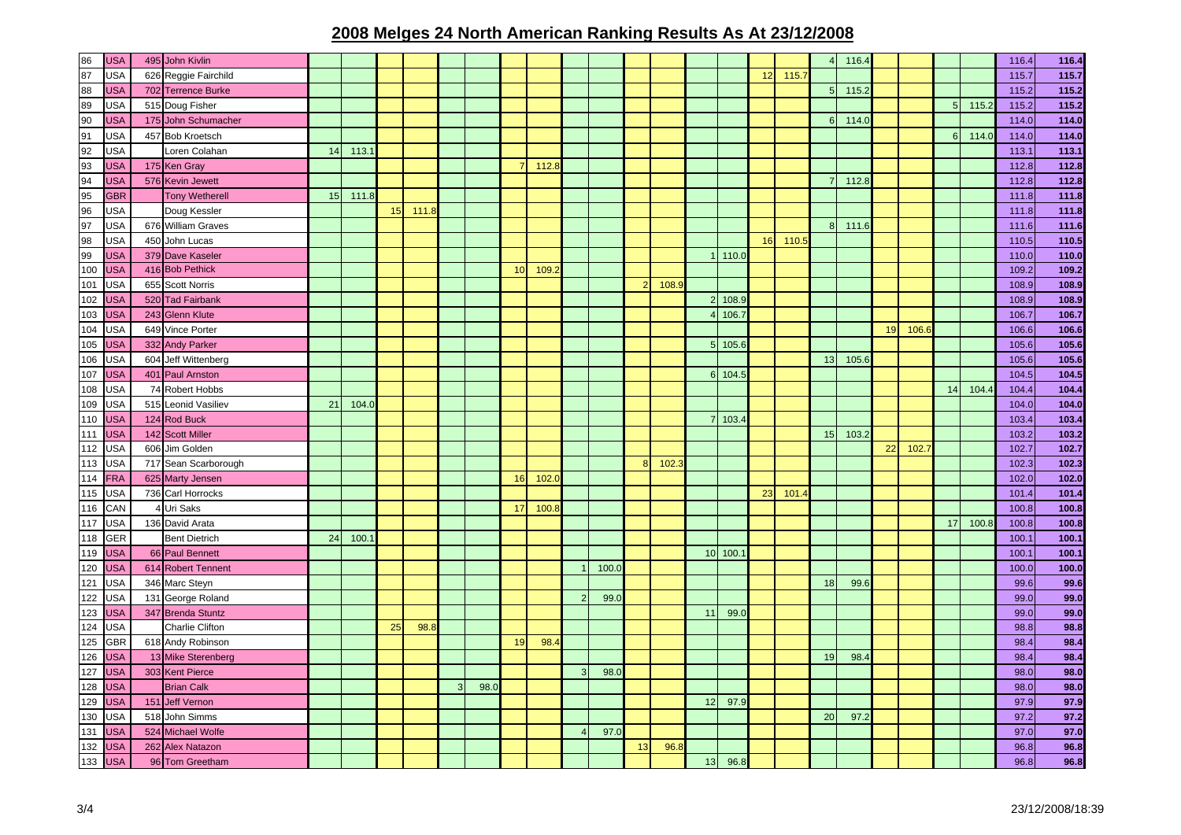## 2008 Melges 24 North American Ranking Results As At 23/12/2008

| | | | | | | | | | | | | | | | | | | | | | | | | | | | |
|---|---|---|---|---|---|---|---|---|---|---|---|---|---|---|---|---|---|---|---|---|---|---|---|---|---|---|---|
| 86 | USA | 495 | John Kivlin | | | | | | | | | | | | | | | | | 4 | 116.4 | | | | | 116.4 | 116.4 |
| 87 | USA | 626 | Reggie Fairchild | | | | | | | | | | | | | | | 12 | 115.7 | | | | | | | 115.7 | 115.7 |
| 88 | USA | 702 | Terrence Burke | | | | | | | | | | | | | | | | | 5 | 115.2 | | | | | 115.2 | 115.2 |
| 89 | USA | 515 | Doug Fisher | | | | | | | | | | | | | | | | | | | | | 5 | 115.2 | 115.2 | 115.2 |
| 90 | USA | 175 | John Schumacher | | | | | | | | | | | | | | | | | 6 | 114.0 | | | | | 114.0 | 114.0 |
| 91 | USA | 457 | Bob Kroetsch | | | | | | | | | | | | | | | | | | | | | 6 | 114.0 | 114.0 | 114.0 |
| 92 | USA | | Loren Colahan | 14 | 113.1 | | | | | | | | | | | | | | | | | | | | | 113.1 | 113.1 |
| 93 | USA | 175 | Ken Gray | | | | | | | 7 | 112.8 | | | | | | | | | | | | | | | 112.8 | 112.8 |
| 94 | USA | 576 | Kevin Jewett | | | | | | | | | | | | | | | | | 7 | 112.8 | | | | | 112.8 | 112.8 |
| 95 | GBR | | Tony Wetherell | 15 | 111.8 | | | | | | | | | | | | | | | | | | | | | 111.8 | 111.8 |
| 96 | USA | | Doug Kessler | | | 15 | 111.8 | | | | | | | | | | | | | | | | | | | 111.8 | 111.8 |
| 97 | USA | 676 | William Graves | | | | | | | | | | | | | | | | | 8 | 111.6 | | | | | 111.6 | 111.6 |
| 98 | USA | 450 | John Lucas | | | | | | | | | | | | | | | 16 | 110.5 | | | | | | | 110.5 | 110.5 |
| 99 | USA | 379 | Dave Kaseler | | | | | | | | | | | | | 1 | 110.0 | | | | | | | | | 110.0 | 110.0 |
| 100 | USA | 416 | Bob Pethick | | | | | | | 10 | 109.2 | | | | | | | | | | | | | | | 109.2 | 109.2 |
| 101 | USA | 655 | Scott Norris | | | | | | | | | | | 2 | 108.9 | | | | | | | | | | | 108.9 | 108.9 |
| 102 | USA | 520 | Tad Fairbank | | | | | | | | | | | | | 2 | 108.9 | | | | | | | | | 108.9 | 108.9 |
| 103 | USA | 243 | Glenn Klute | | | | | | | | | | | | | 4 | 106.7 | | | | | | | | | 106.7 | 106.7 |
| 104 | USA | 649 | Vince Porter | | | | | | | | | | | | | | | | | | | 19 | 106.6 | | | 106.6 | 106.6 |
| 105 | USA | 332 | Andy Parker | | | | | | | | | | | | | 5 | 105.6 | | | | | | | | | 105.6 | 105.6 |
| 106 | USA | 604 | Jeff Wittenberg | | | | | | | | | | | | | | | | | 13 | 105.6 | | | | | 105.6 | 105.6 |
| 107 | USA | 401 | Paul Arnston | | | | | | | | | | | | | 6 | 104.5 | | | | | | | | | 104.5 | 104.5 |
| 108 | USA | 74 | Robert Hobbs | | | | | | | | | | | | | | | | | | | | | 14 | 104.4 | 104.4 | 104.4 |
| 109 | USA | 515 | Leonid Vasiliev | 21 | 104.0 | | | | | | | | | | | | | | | | | | | | | 104.0 | 104.0 |
| 110 | USA | 124 | Rod Buck | | | | | | | | | | | | | 7 | 103.4 | | | | | | | | | 103.4 | 103.4 |
| 111 | USA | 142 | Scott Miller | | | | | | | | | | | | | | | | | 15 | 103.2 | | | | | 103.2 | 103.2 |
| 112 | USA | 606 | Jim Golden | | | | | | | | | | | | | | | | | | | 22 | 102.7 | | | 102.7 | 102.7 |
| 113 | USA | 717 | Sean Scarborough | | | | | | | | | | | 8 | 102.3 | | | | | | | | | | | 102.3 | 102.3 |
| 114 | FRA | 625 | Marty Jensen | | | | | | | 16 | 102.0 | | | | | | | | | | | | | | | 102.0 | 102.0 |
| 115 | USA | 736 | Carl Horrocks | | | | | | | | | | | | | | | 23 | 101.4 | | | | | | | 101.4 | 101.4 |
| 116 | CAN | 4 | Uri Saks | | | | | | | 17 | 100.8 | | | | | | | | | | | | | | | 100.8 | 100.8 |
| 117 | USA | 136 | David Arata | | | | | | | | | | | | | | | | | | | | | 17 | 100.8 | 100.8 | 100.8 |
| 118 | GER | | Bent Dietrich | 24 | 100.1 | | | | | | | | | | | | | | | | | | | | | 100.1 | 100.1 |
| 119 | USA | 66 | Paul Bennett | | | | | | | | | | | | | 10 | 100.1 | | | | | | | | | 100.1 | 100.1 |
| 120 | USA | 614 | Robert Tennent | | | | | | | | | 1 | 100.0 | | | | | | | | | | | | | 100.0 | 100.0 |
| 121 | USA | 346 | Marc Steyn | | | | | | | | | | | | | | | | | 18 | 99.6 | | | | | 99.6 | 99.6 |
| 122 | USA | 131 | George Roland | | | | | | | | | 2 | 99.0 | | | | | | | | | | | | | 99.0 | 99.0 |
| 123 | USA | 347 | Brenda Stuntz | | | | | | | | | | | | | 11 | 99.0 | | | | | | | | | 99.0 | 99.0 |
| 124 | USA | | Charlie Clifton | | | 25 | 98.8 | | | | | | | | | | | | | | | | | | | 98.8 | 98.8 |
| 125 | GBR | 618 | Andy Robinson | | | | | | | 19 | 98.4 | | | | | | | | | | | | | | | 98.4 | 98.4 |
| 126 | USA | 13 | Mike Sterenberg | | | | | | | | | | | | | | | | | 19 | 98.4 | | | | | 98.4 | 98.4 |
| 127 | USA | 303 | Kent Pierce | | | | | | | | | 3 | 98.0 | | | | | | | | | | | | | 98.0 | 98.0 |
| 128 | USA | | Brian Calk | | | | | 3 | 98.0 | | | | | | | | | | | | | | | | | 98.0 | 98.0 |
| 129 | USA | 151 | Jeff Vernon | | | | | | | | | | | | | 12 | 97.9 | | | | | | | | | 97.9 | 97.9 |
| 130 | USA | 518 | John Simms | | | | | | | | | | | | | | | | | 20 | 97.2 | | | | | 97.2 | 97.2 |
| 131 | USA | 524 | Michael Wolfe | | | | | | | | | 4 | 97.0 | | | | | | | | | | | | | 97.0 | 97.0 |
| 132 | USA | 262 | Alex Natazon | | | | | | | | | | | 13 | 96.8 | | | | | | | | | | | 96.8 | 96.8 |
| 133 | USA | 96 | Tom Greetham | | | | | | | | | | | | | 13 | 96.8 | | | | | | | | | 96.8 | 96.8 |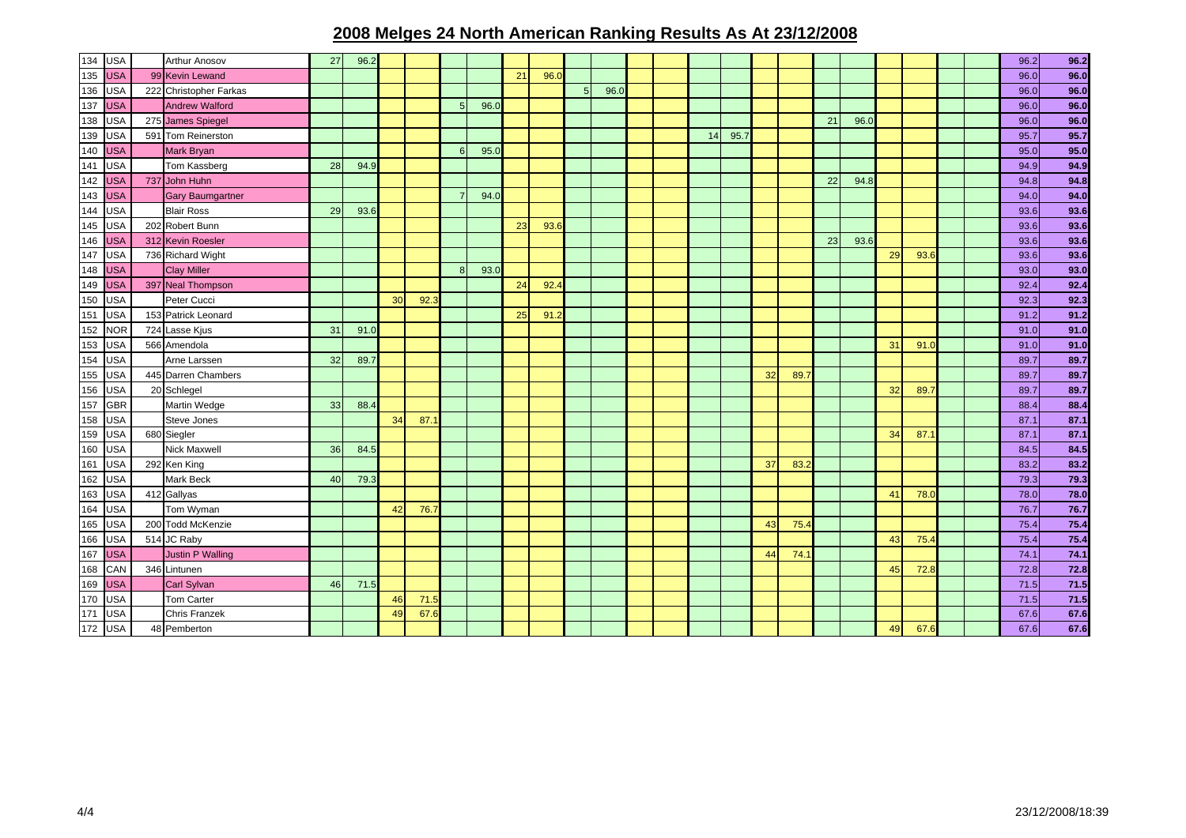## 2008 Melges 24 North American Ranking Results As At 23/12/2008

| | | | | | | | | | | | | | | | | | | | | | | | | | | | |
|---|---|---|---|---|---|---|---|---|---|---|---|---|---|---|---|---|---|---|---|---|---|---|---|---|---|---|---|
| 134 | USA | | Arthur Anosov | 27 | 96.2 | | | | | | | | | | | | | | | | | | | | | 96.2 | 96.2 |
| 135 | USA | 99 | Kevin Lewand | | | | | | | 21 | 96.0 | | | | | | | | | | | | | | | 96.0 | 96.0 |
| 136 | USA | 222 | Christopher Farkas | | | | | | | | | 5 | 96.0 | | | | | | | | | | | | | 96.0 | 96.0 |
| 137 | USA | | Andrew Walford | | | | | 5 | 96.0 | | | | | | | | | | | | | | | | | 96.0 | 96.0 |
| 138 | USA | 275 | James Spiegel | | | | | | | | | | | | | | | | | 21 | 96.0 | | | | | 96.0 | 96.0 |
| 139 | USA | 591 | Tom Reinerston | | | | | | | | | | | | | 14 | 95.7 | | | | | | | | | 95.7 | 95.7 |
| 140 | USA | | Mark Bryan | | | | | 6 | 95.0 | | | | | | | | | | | | | | | | | 95.0 | 95.0 |
| 141 | USA | | Tom Kassberg | 28 | 94.9 | | | | | | | | | | | | | | | | | | | | | 94.9 | 94.9 |
| 142 | USA | 737 | John Huhn | | | | | | | | | | | | | | | | | 22 | 94.8 | | | | | 94.8 | 94.8 |
| 143 | USA | | Gary Baumgartner | | | | | 7 | 94.0 | | | | | | | | | | | | | | | | | 94.0 | 94.0 |
| 144 | USA | | Blair Ross | 29 | 93.6 | | | | | | | | | | | | | | | | | | | | | 93.6 | 93.6 |
| 145 | USA | 202 | Robert Bunn | | | | | | | 23 | 93.6 | | | | | | | | | | | | | | | 93.6 | 93.6 |
| 146 | USA | 312 | Kevin Roesler | | | | | | | | | | | | | | | | | 23 | 93.6 | | | | | 93.6 | 93.6 |
| 147 | USA | 736 | Richard Wight | | | | | | | | | | | | | | | | | | | 29 | 93.6 | | | 93.6 | 93.6 |
| 148 | USA | | Clay Miller | | | | | 8 | 93.0 | | | | | | | | | | | | | | | | | 93.0 | 93.0 |
| 149 | USA | 397 | Neal Thompson | | | | | | | 24 | 92.4 | | | | | | | | | | | | | | | 92.4 | 92.4 |
| 150 | USA | | Peter Cucci | | | 30 | 92.3 | | | | | | | | | | | | | | | | | | | 92.3 | 92.3 |
| 151 | USA | 153 | Patrick Leonard | | | | | | | 25 | 91.2 | | | | | | | | | | | | | | | 91.2 | 91.2 |
| 152 | NOR | 724 | Lasse Kjus | 31 | 91.0 | | | | | | | | | | | | | | | | | | | | | 91.0 | 91.0 |
| 153 | USA | 566 | Amendola | | | | | | | | | | | | | | | | | | | 31 | 91.0 | | | 91.0 | 91.0 |
| 154 | USA | | Arne Larssen | 32 | 89.7 | | | | | | | | | | | | | | | | | | | | | 89.7 | 89.7 |
| 155 | USA | 445 | Darren Chambers | | | | | | | | | | | | | | | 32 | 89.7 | | | | | | | 89.7 | 89.7 |
| 156 | USA | 20 | Schlegel | | | | | | | | | | | | | | | | | | | 32 | 89.7 | | | 89.7 | 89.7 |
| 157 | GBR | | Martin Wedge | 33 | 88.4 | | | | | | | | | | | | | | | | | | | | | 88.4 | 88.4 |
| 158 | USA | | Steve Jones | | | 34 | 87.1 | | | | | | | | | | | | | | | | | | | 87.1 | 87.1 |
| 159 | USA | 680 | Siegler | | | | | | | | | | | | | | | | | | | 34 | 87.1 | | | 87.1 | 87.1 |
| 160 | USA | | Nick Maxwell | 36 | 84.5 | | | | | | | | | | | | | | | | | | | | | 84.5 | 84.5 |
| 161 | USA | 292 | Ken King | | | | | | | | | | | | | | | 37 | 83.2 | | | | | | | 83.2 | 83.2 |
| 162 | USA | | Mark Beck | 40 | 79.3 | | | | | | | | | | | | | | | | | | | | | 79.3 | 79.3 |
| 163 | USA | 412 | Gallyas | | | | | | | | | | | | | | | | | | | 41 | 78.0 | | | 78.0 | 78.0 |
| 164 | USA | | Tom Wyman | | | 42 | 76.7 | | | | | | | | | | | | | | | | | | | 76.7 | 76.7 |
| 165 | USA | 200 | Todd McKenzie | | | | | | | | | | | | | | | 43 | 75.4 | | | | | | | 75.4 | 75.4 |
| 166 | USA | 514 | JC Raby | | | | | | | | | | | | | | | | | | | 43 | 75.4 | | | 75.4 | 75.4 |
| 167 | USA | | Justin P Walling | | | | | | | | | | | | | | | 44 | 74.1 | | | | | | | 74.1 | 74.1 |
| 168 | CAN | 346 | Lintunen | | | | | | | | | | | | | | | | | | | 45 | 72.8 | | | 72.8 | 72.8 |
| 169 | USA | | Carl Sylvan | 46 | 71.5 | | | | | | | | | | | | | | | | | | | | | 71.5 | 71.5 |
| 170 | USA | | Tom Carter | | | 46 | 71.5 | | | | | | | | | | | | | | | | | | | 71.5 | 71.5 |
| 171 | USA | | Chris Franzek | | | 49 | 67.6 | | | | | | | | | | | | | | | | | | | 67.6 | 67.6 |
| 172 | USA | 48 | Pemberton | | | | | | | | | | | | | | | | | | | 49 | 67.6 | | | 67.6 | 67.6 |

23/12/2008/18:39